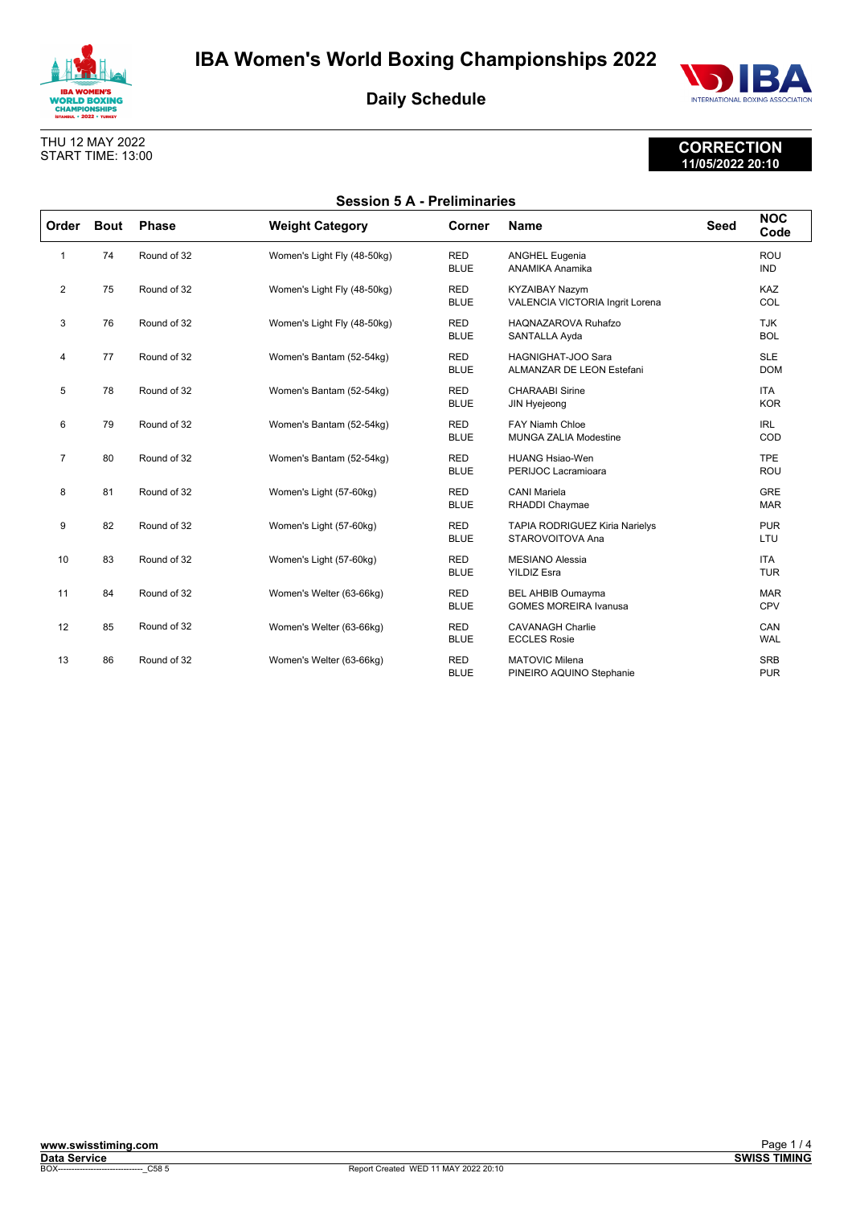# IBA Women's World Boxing Championships 2022

## Daily Schedule

THU 12 MAY 2022
START TIME: 13:00

**CORRECTION**
**11/05/2022 20:10**

### Session 5 A - Preliminaries

| Order | Bout | Phase | Weight Category | Corner | Name | Seed | NOC Code |
|---|---|---|---|---|---|---|---|
| 1 | 74 | Round of 32 | Women's Light Fly (48-50kg) | RED | ANGHEL Eugenia | | ROU |
| | | | | BLUE | ANAMIKA Anamika | | IND |
| 2 | 75 | Round of 32 | Women's Light Fly (48-50kg) | RED | KYZAIBAY Nazym | | KAZ |
| | | | | BLUE | VALENCIA VICTORIA Ingrit Lorena | | COL |
| 3 | 76 | Round of 32 | Women's Light Fly (48-50kg) | RED | HAQNAZAROVA Ruhafzo | | TJK |
| | | | | BLUE | SANTALLA Ayda | | BOL |
| 4 | 77 | Round of 32 | Women's Bantam (52-54kg) | RED | HAGNIGHAT-JOO Sara | | SLE |
| | | | | BLUE | ALMANZAR DE LEON Estefani | | DOM |
| 5 | 78 | Round of 32 | Women's Bantam (52-54kg) | RED | CHARAABI Sirine | | ITA |
| | | | | BLUE | JIN Hyejeong | | KOR |
| 6 | 79 | Round of 32 | Women's Bantam (52-54kg) | RED | FAY Niamh Chloe | | IRL |
| | | | | BLUE | MUNGA ZALIA Modestine | | COD |
| 7 | 80 | Round of 32 | Women's Bantam (52-54kg) | RED | HUANG Hsiao-Wen | | TPE |
| | | | | BLUE | PERIJOC Lacramioara | | ROU |
| 8 | 81 | Round of 32 | Women's Light (57-60kg) | RED | CANI Mariela | | GRE |
| | | | | BLUE | RHADDI Chaymae | | MAR |
| 9 | 82 | Round of 32 | Women's Light (57-60kg) | RED | TAPIA RODRIGUEZ Kiria Narielys | | PUR |
| | | | | BLUE | STAROVOITOVA Ana | | LTU |
| 10 | 83 | Round of 32 | Women's Light (57-60kg) | RED | MESIANO Alessia | | ITA |
| | | | | BLUE | YILDIZ Esra | | TUR |
| 11 | 84 | Round of 32 | Women's Welter (63-66kg) | RED | BEL AHBIB Oumayma | | MAR |
| | | | | BLUE | GOMES MOREIRA Ivanusa | | CPV |
| 12 | 85 | Round of 32 | Women's Welter (63-66kg) | RED | CAVANAGH Charlie | | CAN |
| | | | | BLUE | ECCLES Rosie | | WAL |
| 13 | 86 | Round of 32 | Women's Welter (63-66kg) | RED | MATOVIC Milena | | SRB |
| | | | | BLUE | PINEIRO AQUINO Stephanie | | PUR |

www.swisstiming.com
Data Service
BOX-------------------------------_C58 5
Report Created WED 11 MAY 2022 20:10
SWISS TIMING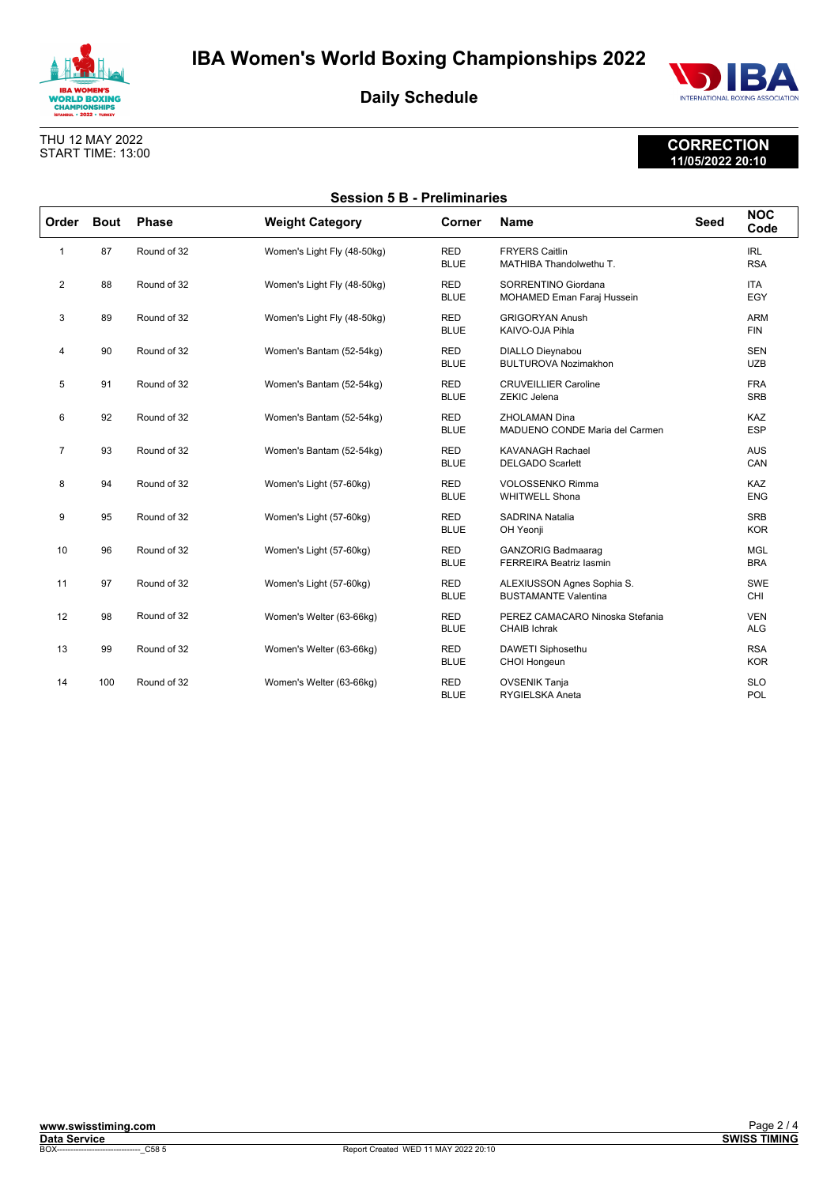# IBA Women's World Boxing Championships 2022

## Daily Schedule

THU 12 MAY 2022
START TIME: 13:00

**CORRECTION**
**11/05/2022 20:10**

### Session 5 B - Preliminaries

| Order | Bout | Phase | Weight Category | Corner | Name | Seed | NOC Code |
|---|---|---|---|---|---|---|---|
| 1 | 87 | Round of 32 | Women's Light Fly (48-50kg) | RED<br>BLUE | FRYERS Caitlin<br>MATHIBA Thandolwethu T. | | IRL<br>RSA |
| 2 | 88 | Round of 32 | Women's Light Fly (48-50kg) | RED<br>BLUE | SORRENTINO Giordana<br>MOHAMED Eman Faraj Hussein | | ITA<br>EGY |
| 3 | 89 | Round of 32 | Women's Light Fly (48-50kg) | RED<br>BLUE | GRIGORYAN Anush<br>KAIVO-OJA Pihla | | ARM<br>FIN |
| 4 | 90 | Round of 32 | Women's Bantam (52-54kg) | RED<br>BLUE | DIALLO Dieynabou<br>BULTUROVA Nozimakhon | | SEN<br>UZB |
| 5 | 91 | Round of 32 | Women's Bantam (52-54kg) | RED<br>BLUE | CRUVEILLIER Caroline<br>ZEKIC Jelena | | FRA<br>SRB |
| 6 | 92 | Round of 32 | Women's Bantam (52-54kg) | RED<br>BLUE | ZHOLAMAN Dina<br>MADUENO CONDE Maria del Carmen | | KAZ<br>ESP |
| 7 | 93 | Round of 32 | Women's Bantam (52-54kg) | RED<br>BLUE | KAVANAGH Rachael<br>DELGADO Scarlett | | AUS<br>CAN |
| 8 | 94 | Round of 32 | Women's Light (57-60kg) | RED<br>BLUE | VOLOSSENKO Rimma<br>WHITWELL Shona | | KAZ<br>ENG |
| 9 | 95 | Round of 32 | Women's Light (57-60kg) | RED<br>BLUE | SADRINA Natalia<br>OH Yeonji | | SRB<br>KOR |
| 10 | 96 | Round of 32 | Women's Light (57-60kg) | RED<br>BLUE | GANZORIG Badmaarag<br>FERREIRA Beatriz Iasmin | | MGL<br>BRA |
| 11 | 97 | Round of 32 | Women's Light (57-60kg) | RED<br>BLUE | ALEXIUSSON Agnes Sophia S.<br>BUSTAMANTE Valentina | | SWE<br>CHI |
| 12 | 98 | Round of 32 | Women's Welter (63-66kg) | RED<br>BLUE | PEREZ CAMACARO Ninoska Stefania<br>CHAIB Ichrak | | VEN<br>ALG |
| 13 | 99 | Round of 32 | Women's Welter (63-66kg) | RED<br>BLUE | DAWETI Siphosethu<br>CHOI Hongeun | | RSA<br>KOR |
| 14 | 100 | Round of 32 | Women's Welter (63-66kg) | RED<br>BLUE | OVSENIK Tanja<br>RYGIELSKA Aneta | | SLO<br>POL |

**www.swisstiming.com**
**Data Service**
BOX-------------------------------_C58 5
Report Created WED 11 MAY 2022 20:10
**SWISS TIMING**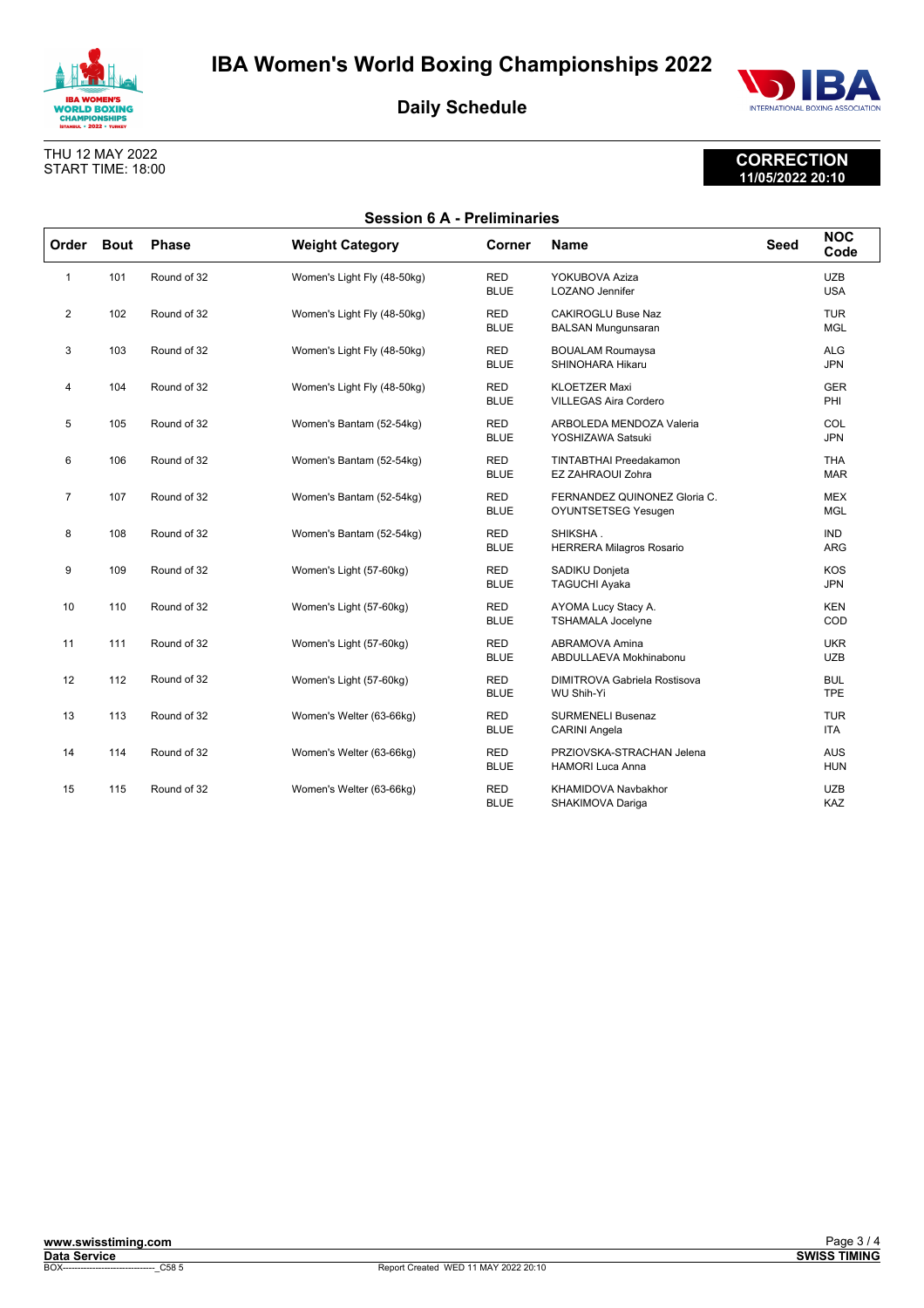# IBA Women's World Boxing Championships 2022

## Daily Schedule

THU 12 MAY 2022
START TIME: 18:00

**CORRECTION**
**11/05/2022 20:10**

### Session 6 A - Preliminaries

| Order | Bout | Phase | Weight Category | Corner | Name | Seed | NOC Code |
|---|---|---|---|---|---|---|---|
| 1 | 101 | Round of 32 | Women's Light Fly (48-50kg) | RED | YOKUBOVA Aziza | | UZB |
| | | | | BLUE | LOZANO Jennifer | | USA |
| 2 | 102 | Round of 32 | Women's Light Fly (48-50kg) | RED | CAKIROGLU Buse Naz | | TUR |
| | | | | BLUE | BALSAN Mungunsaran | | MGL |
| 3 | 103 | Round of 32 | Women's Light Fly (48-50kg) | RED | BOUALAM Roumaysa | | ALG |
| | | | | BLUE | SHINOHARA Hikaru | | JPN |
| 4 | 104 | Round of 32 | Women's Light Fly (48-50kg) | RED | KLOETZER Maxi | | GER |
| | | | | BLUE | VILLEGAS Aira Cordero | | PHI |
| 5 | 105 | Round of 32 | Women's Bantam (52-54kg) | RED | ARBOLEDA MENDOZA Valeria | | COL |
| | | | | BLUE | YOSHIZAWA Satsuki | | JPN |
| 6 | 106 | Round of 32 | Women's Bantam (52-54kg) | RED | TINTABTHAI Preedakamon | | THA |
| | | | | BLUE | EZ ZAHRAOUI Zohra | | MAR |
| 7 | 107 | Round of 32 | Women's Bantam (52-54kg) | RED | FERNANDEZ QUINONEZ Gloria C. | | MEX |
| | | | | BLUE | OYUNTSETSEG Yesugen | | MGL |
| 8 | 108 | Round of 32 | Women's Bantam (52-54kg) | RED | SHIKSHA . | | IND |
| | | | | BLUE | HERRERA Milagros Rosario | | ARG |
| 9 | 109 | Round of 32 | Women's Light (57-60kg) | RED | SADIKU Donjeta | | KOS |
| | | | | BLUE | TAGUCHI Ayaka | | JPN |
| 10 | 110 | Round of 32 | Women's Light (57-60kg) | RED | AYOMA Lucy Stacy A. | | KEN |
| | | | | BLUE | TSHAMALA Jocelyne | | COD |
| 11 | 111 | Round of 32 | Women's Light (57-60kg) | RED | ABRAMOVA Amina | | UKR |
| | | | | BLUE | ABDULLAEVA Mokhinabonu | | UZB |
| 12 | 112 | Round of 32 | Women's Light (57-60kg) | RED | DIMITROVA Gabriela Rostisova | | BUL |
| | | | | BLUE | WU Shih-Yi | | TPE |
| 13 | 113 | Round of 32 | Women's Welter (63-66kg) | RED | SURMENELI Busenaz | | TUR |
| | | | | BLUE | CARINI Angela | | ITA |
| 14 | 114 | Round of 32 | Women's Welter (63-66kg) | RED | PRZIOVSKA-STRACHAN Jelena | | AUS |
| | | | | BLUE | HAMORI Luca Anna | | HUN |
| 15 | 115 | Round of 32 | Women's Welter (63-66kg) | RED | KHAMIDOVA Navbakhor | | UZB |
| | | | | BLUE | SHAKIMOVA Dariga | | KAZ |

www.swisstiming.com
Data Service
BOX-------------------------------_C58 5
Report Created WED 11 MAY 2022 20:10
SWISS TIMING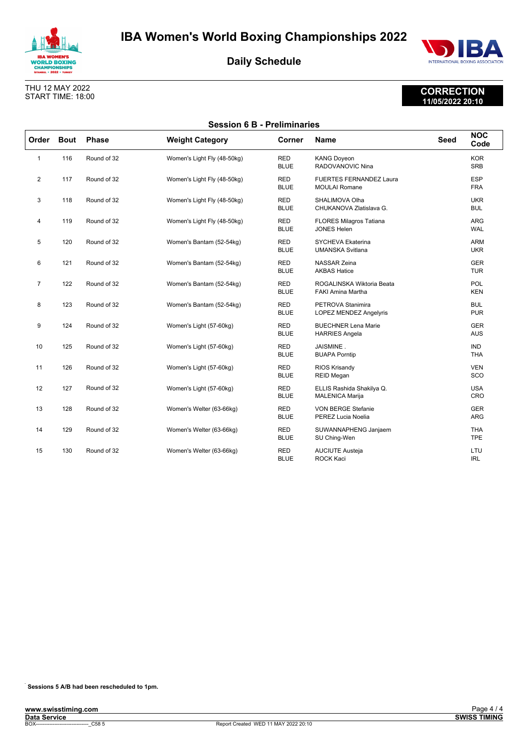# IBA Women's World Boxing Championships 2022

## Daily Schedule

THU 12 MAY 2022
START TIME: 18:00

**CORRECTION**
**11/05/2022 20:10**

### Session 6 B - Preliminaries

| Order | Bout | Phase | Weight Category | Corner | Name | Seed | NOC Code |
|---|---|---|---|---|---|---|---|
| 1 | 116 | Round of 32 | Women's Light Fly (48-50kg) | RED<br>BLUE | KANG Doyeon<br>RADOVANOVIC Nina | | KOR<br>SRB |
| 2 | 117 | Round of 32 | Women's Light Fly (48-50kg) | RED<br>BLUE | FUERTES FERNANDEZ Laura<br>MOULAI Romane | | ESP<br>FRA |
| 3 | 118 | Round of 32 | Women's Light Fly (48-50kg) | RED<br>BLUE | SHALIMOVA Olha<br>CHUKANOVA Zlatislava G. | | UKR<br>BUL |
| 4 | 119 | Round of 32 | Women's Light Fly (48-50kg) | RED<br>BLUE | FLORES Milagros Tatiana<br>JONES Helen | | ARG<br>WAL |
| 5 | 120 | Round of 32 | Women's Bantam (52-54kg) | RED<br>BLUE | SYCHEVA Ekaterina<br>UMANSKA Svitlana | | ARM<br>UKR |
| 6 | 121 | Round of 32 | Women's Bantam (52-54kg) | RED<br>BLUE | NASSAR Zeina<br>AKBAS Hatice | | GER<br>TUR |
| 7 | 122 | Round of 32 | Women's Bantam (52-54kg) | RED<br>BLUE | ROGALINSKA Wiktoria Beata<br>FAKI Amina Martha | | POL<br>KEN |
| 8 | 123 | Round of 32 | Women's Bantam (52-54kg) | RED<br>BLUE | PETROVA Stanimira<br>LOPEZ MENDEZ Angelyris | | BUL<br>PUR |
| 9 | 124 | Round of 32 | Women's Light (57-60kg) | RED<br>BLUE | BUECHNER Lena Marie<br>HARRIES Angela | | GER<br>AUS |
| 10 | 125 | Round of 32 | Women's Light (57-60kg) | RED<br>BLUE | JAISMINE .<br>BUAPA Porntip | | IND<br>THA |
| 11 | 126 | Round of 32 | Women's Light (57-60kg) | RED<br>BLUE | RIOS Krisandy<br>REID Megan | | VEN<br>SCO |
| 12 | 127 | Round of 32 | Women's Light (57-60kg) | RED<br>BLUE | ELLIS Rashida Shakilya Q.<br>MALENICA Marija | | USA<br>CRO |
| 13 | 128 | Round of 32 | Women's Welter (63-66kg) | RED<br>BLUE | VON BERGE Stefanie<br>PEREZ Lucia Noelia | | GER<br>ARG |
| 14 | 129 | Round of 32 | Women's Welter (63-66kg) | RED<br>BLUE | SUWANNAPHENG Janjaem<br>SU Ching-Wen | | THA<br>TPE |
| 15 | 130 | Round of 32 | Women's Welter (63-66kg) | RED<br>BLUE | AUCIUTE Austeja<br>ROCK Kaci | | LTU<br>IRL |

**Sessions 5 A/B had been rescheduled to 1pm.**

www.swisstiming.com
Data Service
BOX-------------------------------_C58 5 Report Created WED 11 MAY 2022 20:10
SWISS TIMING